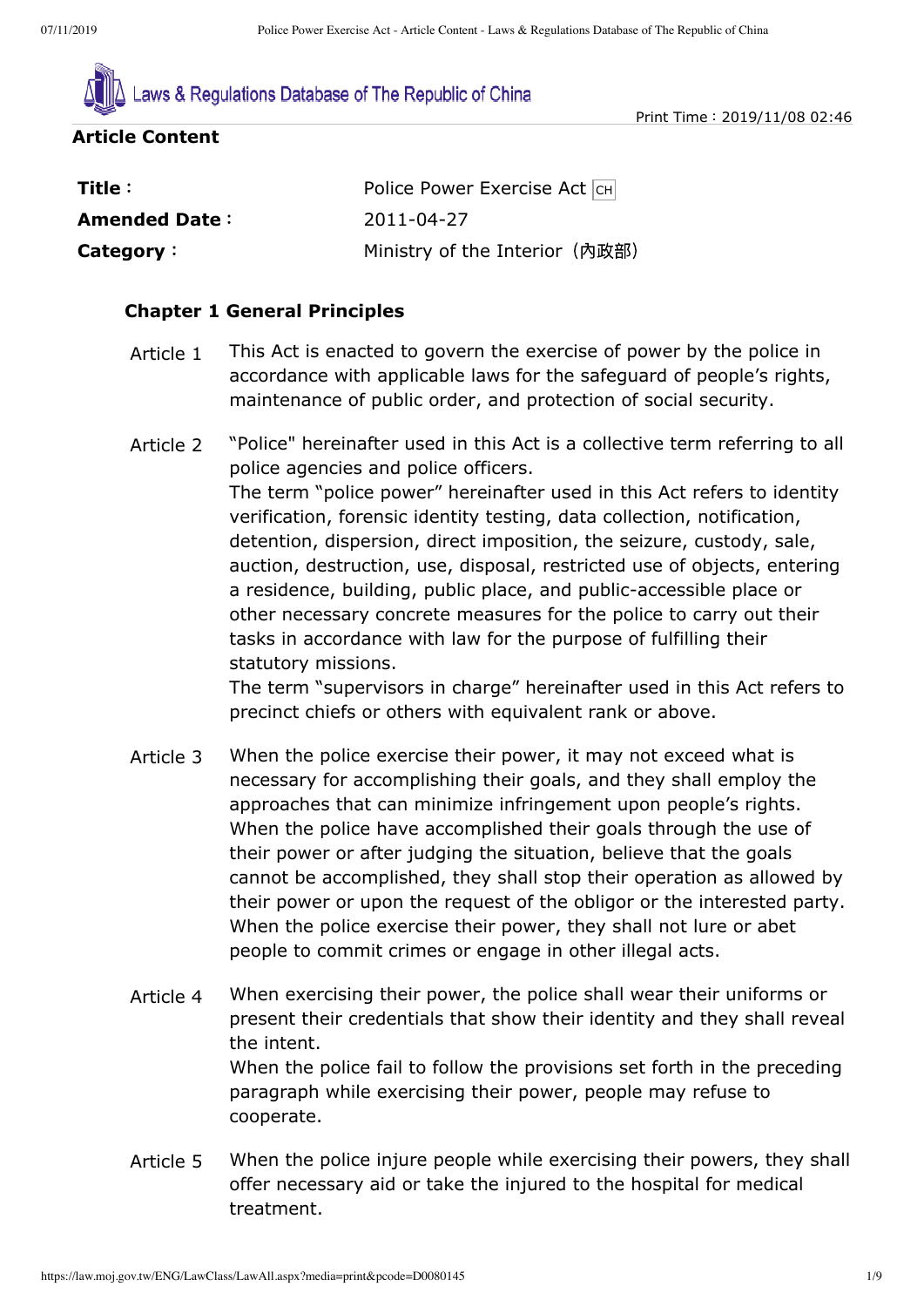Laws & Regulations Database of The Republic of China

Print Time：2019/11/08 02:46

**Article Content**

| | |
|---|---|
| **Title**： | Police Power Exercise Act CH |
| **Amended Date**： | 2011-04-27 |
| **Category**： | Ministry of the Interior（內政部） |

### Chapter 1 General Principles

Article 1 This Act is enacted to govern the exercise of power by the police in accordance with applicable laws for the safeguard of people's rights, maintenance of public order, and protection of social security.

Article 2 "Police" hereinafter used in this Act is a collective term referring to all police agencies and police officers.
The term "police power" hereinafter used in this Act refers to identity verification, forensic identity testing, data collection, notification, detention, dispersion, direct imposition, the seizure, custody, sale, auction, destruction, use, disposal, restricted use of objects, entering a residence, building, public place, and public-accessible place or other necessary concrete measures for the police to carry out their tasks in accordance with law for the purpose of fulfilling their statutory missions.
The term "supervisors in charge" hereinafter used in this Act refers to precinct chiefs or others with equivalent rank or above.

Article 3 When the police exercise their power, it may not exceed what is necessary for accomplishing their goals, and they shall employ the approaches that can minimize infringement upon people's rights.
When the police have accomplished their goals through the use of their power or after judging the situation, believe that the goals cannot be accomplished, they shall stop their operation as allowed by their power or upon the request of the obligor or the interested party.
When the police exercise their power, they shall not lure or abet people to commit crimes or engage in other illegal acts.

Article 4 When exercising their power, the police shall wear their uniforms or present their credentials that show their identity and they shall reveal the intent.
When the police fail to follow the provisions set forth in the preceding paragraph while exercising their power, people may refuse to cooperate.

Article 5 When the police injure people while exercising their powers, they shall offer necessary aid or take the injured to the hospital for medical treatment.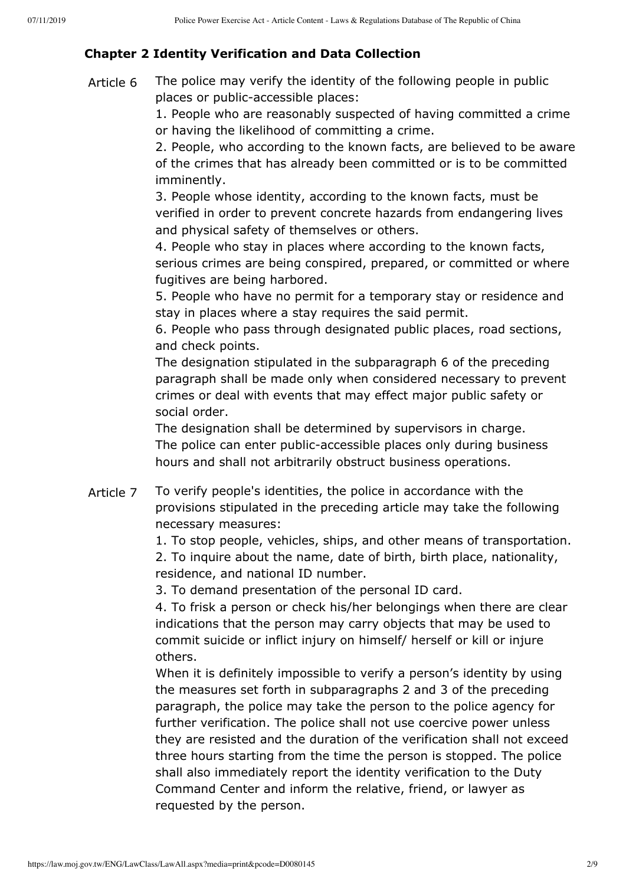### Chapter 2 Identity Verification and Data Collection

**Article 6** The police may verify the identity of the following people in public places or public-accessible places:

1. People who are reasonably suspected of having committed a crime or having the likelihood of committing a crime.
2. People, who according to the known facts, are believed to be aware of the crimes that has already been committed or is to be committed imminently.
3. People whose identity, according to the known facts, must be verified in order to prevent concrete hazards from endangering lives and physical safety of themselves or others.
4. People who stay in places where according to the known facts, serious crimes are being conspired, prepared, or committed or where fugitives are being harbored.
5. People who have no permit for a temporary stay or residence and stay in places where a stay requires the said permit.
6. People who pass through designated public places, road sections, and check points.

The designation stipulated in the subparagraph 6 of the preceding paragraph shall be made only when considered necessary to prevent crimes or deal with events that may effect major public safety or social order.

The designation shall be determined by supervisors in charge.

The police can enter public-accessible places only during business hours and shall not arbitrarily obstruct business operations.

**Article 7** To verify people's identities, the police in accordance with the provisions stipulated in the preceding article may take the following necessary measures:

1. To stop people, vehicles, ships, and other means of transportation.
2. To inquire about the name, date of birth, birth place, nationality, residence, and national ID number.
3. To demand presentation of the personal ID card.
4. To frisk a person or check his/her belongings when there are clear indications that the person may carry objects that may be used to commit suicide or inflict injury on himself/ herself or kill or injure others.

When it is definitely impossible to verify a person's identity by using the measures set forth in subparagraphs 2 and 3 of the preceding paragraph, the police may take the person to the police agency for further verification. The police shall not use coercive power unless they are resisted and the duration of the verification shall not exceed three hours starting from the time the person is stopped. The police shall also immediately report the identity verification to the Duty Command Center and inform the relative, friend, or lawyer as requested by the person.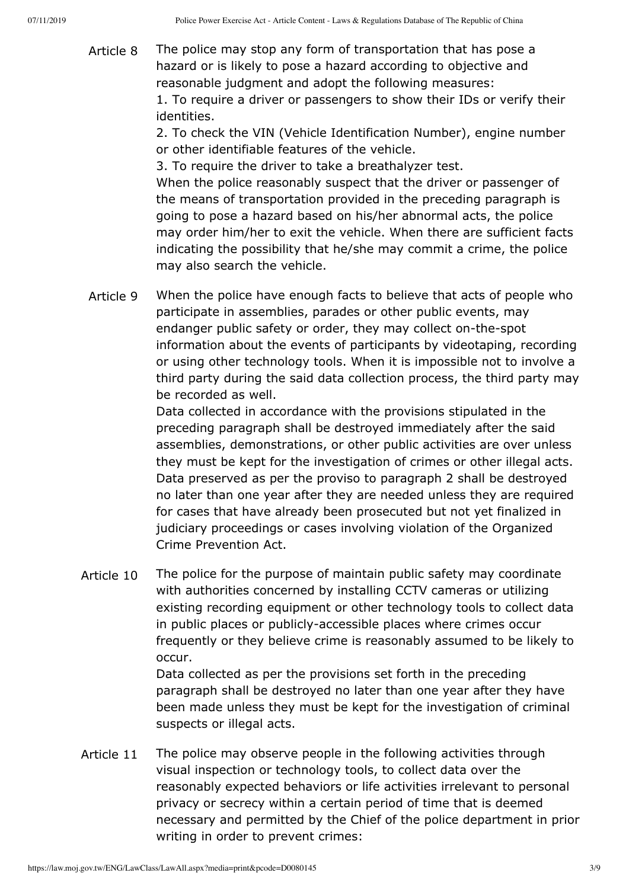**Article 8** The police may stop any form of transportation that has pose a hazard or is likely to pose a hazard according to objective and reasonable judgment and adopt the following measures:

1. To require a driver or passengers to show their IDs or verify their identities.
2. To check the VIN (Vehicle Identification Number), engine number or other identifiable features of the vehicle.
3. To require the driver to take a breathalyzer test.

When the police reasonably suspect that the driver or passenger of the means of transportation provided in the preceding paragraph is going to pose a hazard based on his/her abnormal acts, the police may order him/her to exit the vehicle. When there are sufficient facts indicating the possibility that he/she may commit a crime, the police may also search the vehicle.

**Article 9** When the police have enough facts to believe that acts of people who participate in assemblies, parades or other public events, may endanger public safety or order, they may collect on-the-spot information about the events of participants by videotaping, recording or using other technology tools. When it is impossible not to involve a third party during the said data collection process, the third party may be recorded as well.

Data collected in accordance with the provisions stipulated in the preceding paragraph shall be destroyed immediately after the said assemblies, demonstrations, or other public activities are over unless they must be kept for the investigation of crimes or other illegal acts.

Data preserved as per the proviso to paragraph 2 shall be destroyed no later than one year after they are needed unless they are required for cases that have already been prosecuted but not yet finalized in judiciary proceedings or cases involving violation of the Organized Crime Prevention Act.

**Article 10** The police for the purpose of maintain public safety may coordinate with authorities concerned by installing CCTV cameras or utilizing existing recording equipment or other technology tools to collect data in public places or publicly-accessible places where crimes occur frequently or they believe crime is reasonably assumed to be likely to occur.

Data collected as per the provisions set forth in the preceding paragraph shall be destroyed no later than one year after they have been made unless they must be kept for the investigation of criminal suspects or illegal acts.

**Article 11** The police may observe people in the following activities through visual inspection or technology tools, to collect data over the reasonably expected behaviors or life activities irrelevant to personal privacy or secrecy within a certain period of time that is deemed necessary and permitted by the Chief of the police department in prior writing in order to prevent crimes: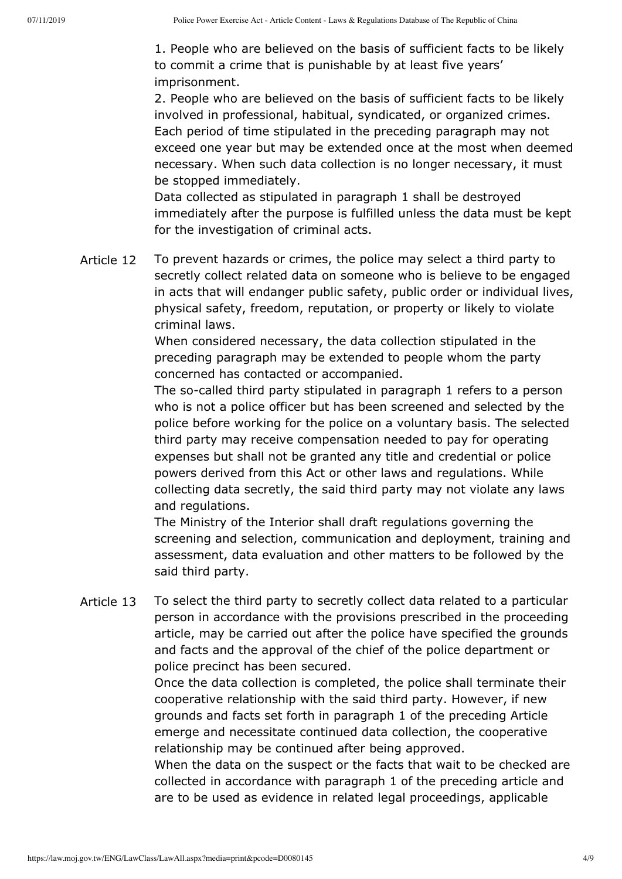1. People who are believed on the basis of sufficient facts to be likely to commit a crime that is punishable by at least five years' imprisonment.
2. People who are believed on the basis of sufficient facts to be likely involved in professional, habitual, syndicated, or organized crimes.

Each period of time stipulated in the preceding paragraph may not exceed one year but may be extended once at the most when deemed necessary. When such data collection is no longer necessary, it must be stopped immediately.

Data collected as stipulated in paragraph 1 shall be destroyed immediately after the purpose is fulfilled unless the data must be kept for the investigation of criminal acts.

**Article 12** To prevent hazards or crimes, the police may select a third party to secretly collect related data on someone who is believe to be engaged in acts that will endanger public safety, public order or individual lives, physical safety, freedom, reputation, or property or likely to violate criminal laws.

When considered necessary, the data collection stipulated in the preceding paragraph may be extended to people whom the party concerned has contacted or accompanied.

The so-called third party stipulated in paragraph 1 refers to a person who is not a police officer but has been screened and selected by the police before working for the police on a voluntary basis. The selected third party may receive compensation needed to pay for operating expenses but shall not be granted any title and credential or police powers derived from this Act or other laws and regulations. While collecting data secretly, the said third party may not violate any laws and regulations.

The Ministry of the Interior shall draft regulations governing the screening and selection, communication and deployment, training and assessment, data evaluation and other matters to be followed by the said third party.

**Article 13** To select the third party to secretly collect data related to a particular person in accordance with the provisions prescribed in the proceeding article, may be carried out after the police have specified the grounds and facts and the approval of the chief of the police department or police precinct has been secured.

Once the data collection is completed, the police shall terminate their cooperative relationship with the said third party. However, if new grounds and facts set forth in paragraph 1 of the preceding Article emerge and necessitate continued data collection, the cooperative relationship may be continued after being approved.

When the data on the suspect or the facts that wait to be checked are collected in accordance with paragraph 1 of the preceding article and are to be used as evidence in related legal proceedings, applicable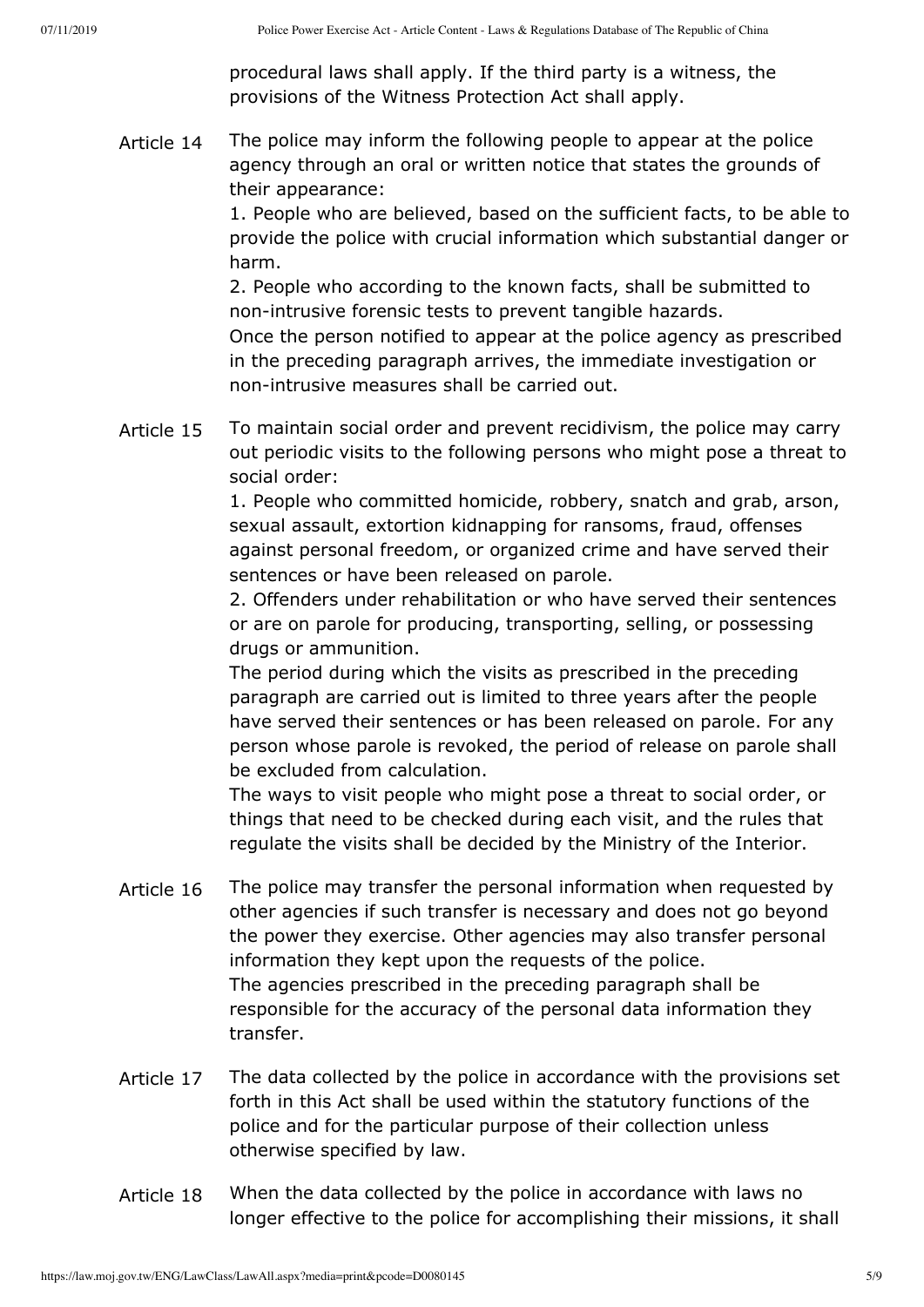procedural laws shall apply. If the third party is a witness, the provisions of the Witness Protection Act shall apply.

**Article 14** The police may inform the following people to appear at the police agency through an oral or written notice that states the grounds of their appearance:

1. People who are believed, based on the sufficient facts, to be able to provide the police with crucial information which substantial danger or harm.
2. People who according to the known facts, shall be submitted to non-intrusive forensic tests to prevent tangible hazards.

Once the person notified to appear at the police agency as prescribed in the preceding paragraph arrives, the immediate investigation or non-intrusive measures shall be carried out.

**Article 15** To maintain social order and prevent recidivism, the police may carry out periodic visits to the following persons who might pose a threat to social order:

1. People who committed homicide, robbery, snatch and grab, arson, sexual assault, extortion kidnapping for ransoms, fraud, offenses against personal freedom, or organized crime and have served their sentences or have been released on parole.
2. Offenders under rehabilitation or who have served their sentences or are on parole for producing, transporting, selling, or possessing drugs or ammunition.

The period during which the visits as prescribed in the preceding paragraph are carried out is limited to three years after the people have served their sentences or has been released on parole. For any person whose parole is revoked, the period of release on parole shall be excluded from calculation.

The ways to visit people who might pose a threat to social order, or things that need to be checked during each visit, and the rules that regulate the visits shall be decided by the Ministry of the Interior.

**Article 16** The police may transfer the personal information when requested by other agencies if such transfer is necessary and does not go beyond the power they exercise. Other agencies may also transfer personal information they kept upon the requests of the police.

The agencies prescribed in the preceding paragraph shall be responsible for the accuracy of the personal data information they transfer.

**Article 17** The data collected by the police in accordance with the provisions set forth in this Act shall be used within the statutory functions of the police and for the particular purpose of their collection unless otherwise specified by law.

**Article 18** When the data collected by the police in accordance with laws no longer effective to the police for accomplishing their missions, it shall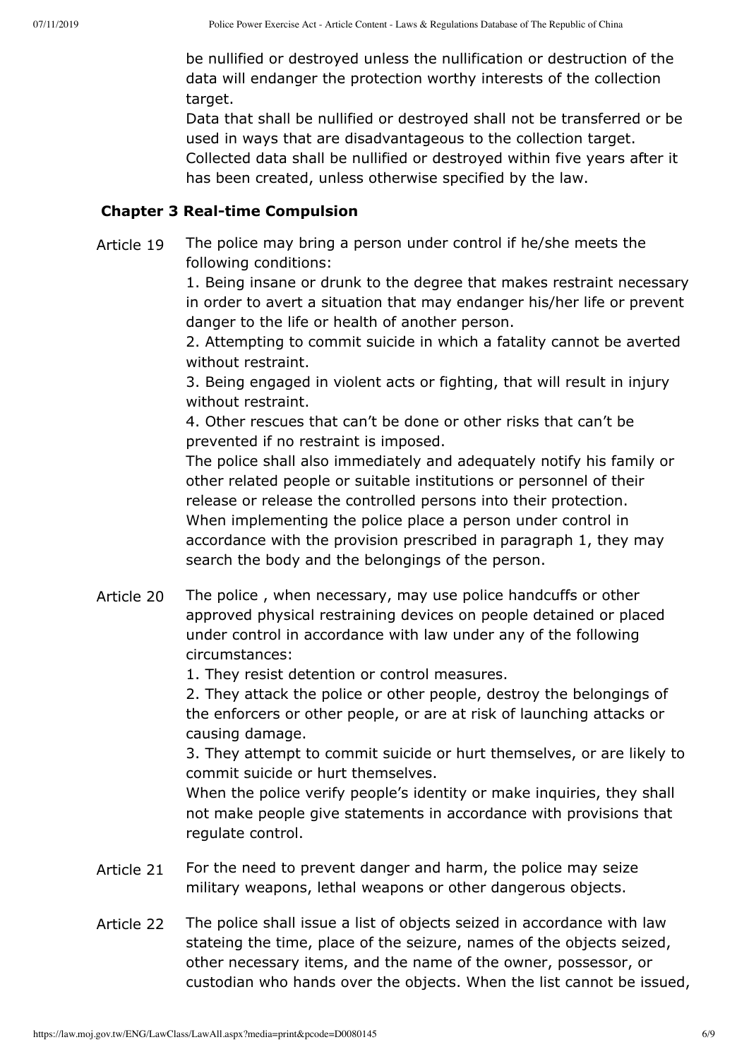be nullified or destroyed unless the nullification or destruction of the data will endanger the protection worthy interests of the collection target.
Data that shall be nullified or destroyed shall not be transferred or be used in ways that are disadvantageous to the collection target.
Collected data shall be nullified or destroyed within five years after it has been created, unless otherwise specified by the law.

### Chapter 3 Real-time Compulsion

**Article 19** The police may bring a person under control if he/she meets the following conditions:
1. Being insane or drunk to the degree that makes restraint necessary in order to avert a situation that may endanger his/her life or prevent danger to the life or health of another person.
2. Attempting to commit suicide in which a fatality cannot be averted without restraint.
3. Being engaged in violent acts or fighting, that will result in injury without restraint.
4. Other rescues that can't be done or other risks that can't be prevented if no restraint is imposed.
The police shall also immediately and adequately notify his family or other related people or suitable institutions or personnel of their release or release the controlled persons into their protection.
When implementing the police place a person under control in accordance with the provision prescribed in paragraph 1, they may search the body and the belongings of the person.

**Article 20** The police , when necessary, may use police handcuffs or other approved physical restraining devices on people detained or placed under control in accordance with law under any of the following circumstances:
1. They resist detention or control measures.
2. They attack the police or other people, destroy the belongings of the enforcers or other people, or are at risk of launching attacks or causing damage.
3. They attempt to commit suicide or hurt themselves, or are likely to commit suicide or hurt themselves.
When the police verify people's identity or make inquiries, they shall not make people give statements in accordance with provisions that regulate control.

**Article 21** For the need to prevent danger and harm, the police may seize military weapons, lethal weapons or other dangerous objects.

**Article 22** The police shall issue a list of objects seized in accordance with law stateing the time, place of the seizure, names of the objects seized, other necessary items, and the name of the owner, possessor, or custodian who hands over the objects. When the list cannot be issued,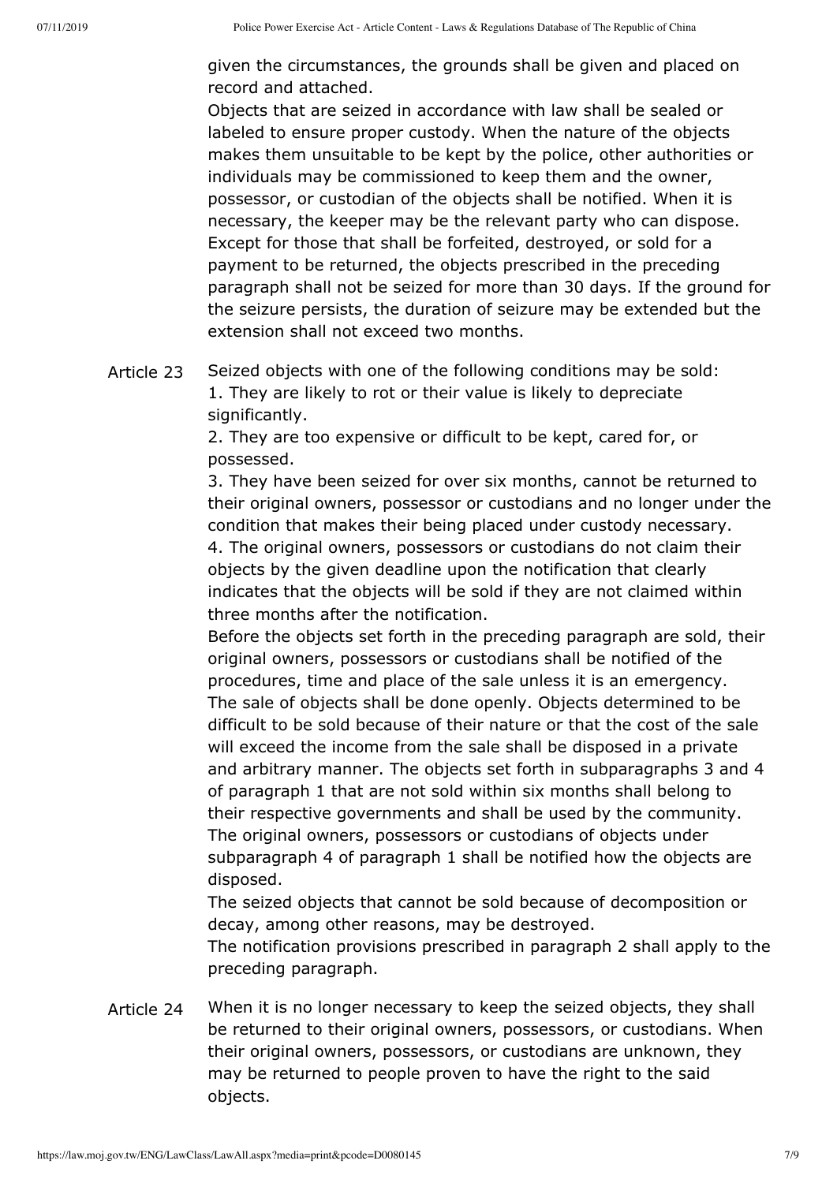given the circumstances, the grounds shall be given and placed on record and attached.

Objects that are seized in accordance with law shall be sealed or labeled to ensure proper custody. When the nature of the objects makes them unsuitable to be kept by the police, other authorities or individuals may be commissioned to keep them and the owner, possessor, or custodian of the objects shall be notified. When it is necessary, the keeper may be the relevant party who can dispose.

Except for those that shall be forfeited, destroyed, or sold for a payment to be returned, the objects prescribed in the preceding paragraph shall not be seized for more than 30 days. If the ground for the seizure persists, the duration of seizure may be extended but the extension shall not exceed two months.

**Article 23** Seized objects with one of the following conditions may be sold:

1. They are likely to rot or their value is likely to depreciate significantly.
2. They are too expensive or difficult to be kept, cared for, or possessed.
3. They have been seized for over six months, cannot be returned to their original owners, possessor or custodians and no longer under the condition that makes their being placed under custody necessary.
4. The original owners, possessors or custodians do not claim their objects by the given deadline upon the notification that clearly indicates that the objects will be sold if they are not claimed within three months after the notification.

Before the objects set forth in the preceding paragraph are sold, their original owners, possessors or custodians shall be notified of the procedures, time and place of the sale unless it is an emergency.

The sale of objects shall be done openly. Objects determined to be difficult to be sold because of their nature or that the cost of the sale will exceed the income from the sale shall be disposed in a private and arbitrary manner. The objects set forth in subparagraphs 3 and 4 of paragraph 1 that are not sold within six months shall belong to their respective governments and shall be used by the community. The original owners, possessors or custodians of objects under subparagraph 4 of paragraph 1 shall be notified how the objects are disposed.

The seized objects that cannot be sold because of decomposition or decay, among other reasons, may be destroyed.

The notification provisions prescribed in paragraph 2 shall apply to the preceding paragraph.

**Article 24** When it is no longer necessary to keep the seized objects, they shall be returned to their original owners, possessors, or custodians. When their original owners, possessors, or custodians are unknown, they may be returned to people proven to have the right to the said objects.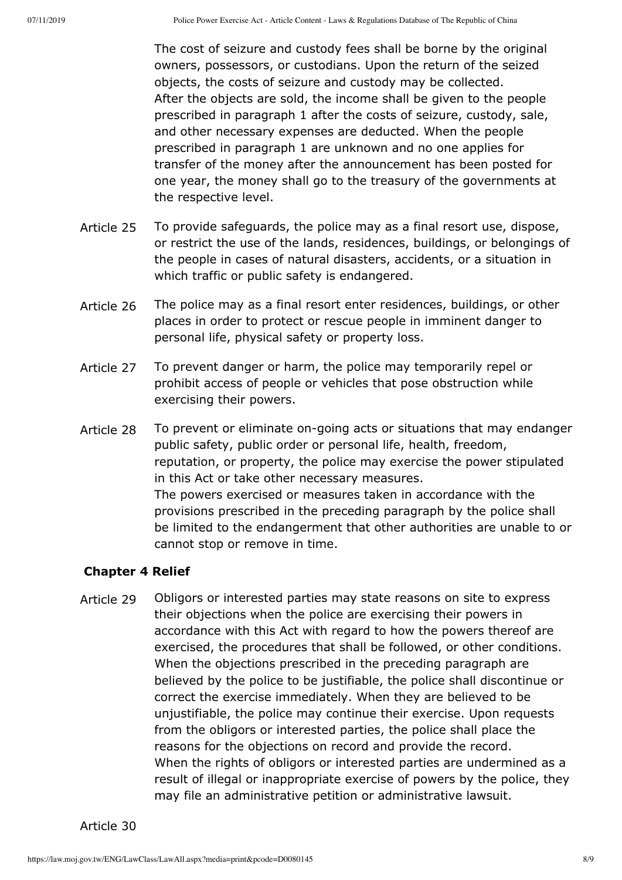The cost of seizure and custody fees shall be borne by the original owners, possessors, or custodians. Upon the return of the seized objects, the costs of seizure and custody may be collected.
After the objects are sold, the income shall be given to the people prescribed in paragraph 1 after the costs of seizure, custody, sale, and other necessary expenses are deducted. When the people prescribed in paragraph 1 are unknown and no one applies for transfer of the money after the announcement has been posted for one year, the money shall go to the treasury of the governments at the respective level.

Article 25 To provide safeguards, the police may as a final resort use, dispose, or restrict the use of the lands, residences, buildings, or belongings of the people in cases of natural disasters, accidents, or a situation in which traffic or public safety is endangered.

Article 26 The police may as a final resort enter residences, buildings, or other places in order to protect or rescue people in imminent danger to personal life, physical safety or property loss.

Article 27 To prevent danger or harm, the police may temporarily repel or prohibit access of people or vehicles that pose obstruction while exercising their powers.

Article 28 To prevent or eliminate on-going acts or situations that may endanger public safety, public order or personal life, health, freedom, reputation, or property, the police may exercise the power stipulated in this Act or take other necessary measures.
The powers exercised or measures taken in accordance with the provisions prescribed in the preceding paragraph by the police shall be limited to the endangerment that other authorities are unable to or cannot stop or remove in time.

## Chapter 4 Relief

Article 29 Obligors or interested parties may state reasons on site to express their objections when the police are exercising their powers in accordance with this Act with regard to how the powers thereof are exercised, the procedures that shall be followed, or other conditions.
When the objections prescribed in the preceding paragraph are believed by the police to be justifiable, the police shall discontinue or correct the exercise immediately. When they are believed to be unjustifiable, the police may continue their exercise. Upon requests from the obligors or interested parties, the police shall place the reasons for the objections on record and provide the record.
When the rights of obligors or interested parties are undermined as a result of illegal or inappropriate exercise of powers by the police, they may file an administrative petition or administrative lawsuit.

Article 30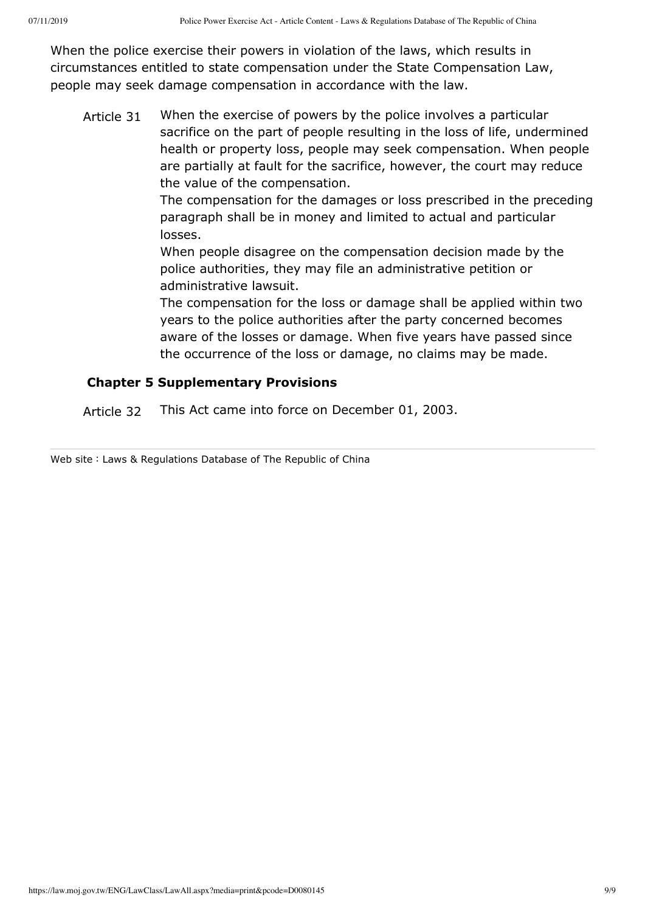When the police exercise their powers in violation of the laws, which results in circumstances entitled to state compensation under the State Compensation Law, people may seek damage compensation in accordance with the law.

Article 31 When the exercise of powers by the police involves a particular sacrifice on the part of people resulting in the loss of life, undermined health or property loss, people may seek compensation. When people are partially at fault for the sacrifice, however, the court may reduce the value of the compensation.

The compensation for the damages or loss prescribed in the preceding paragraph shall be in money and limited to actual and particular losses.

When people disagree on the compensation decision made by the police authorities, they may file an administrative petition or administrative lawsuit.

The compensation for the loss or damage shall be applied within two years to the police authorities after the party concerned becomes aware of the losses or damage. When five years have passed since the occurrence of the loss or damage, no claims may be made.

## Chapter 5 Supplementary Provisions

Article 32 This Act came into force on December 01, 2003.

Web site：Laws & Regulations Database of The Republic of China